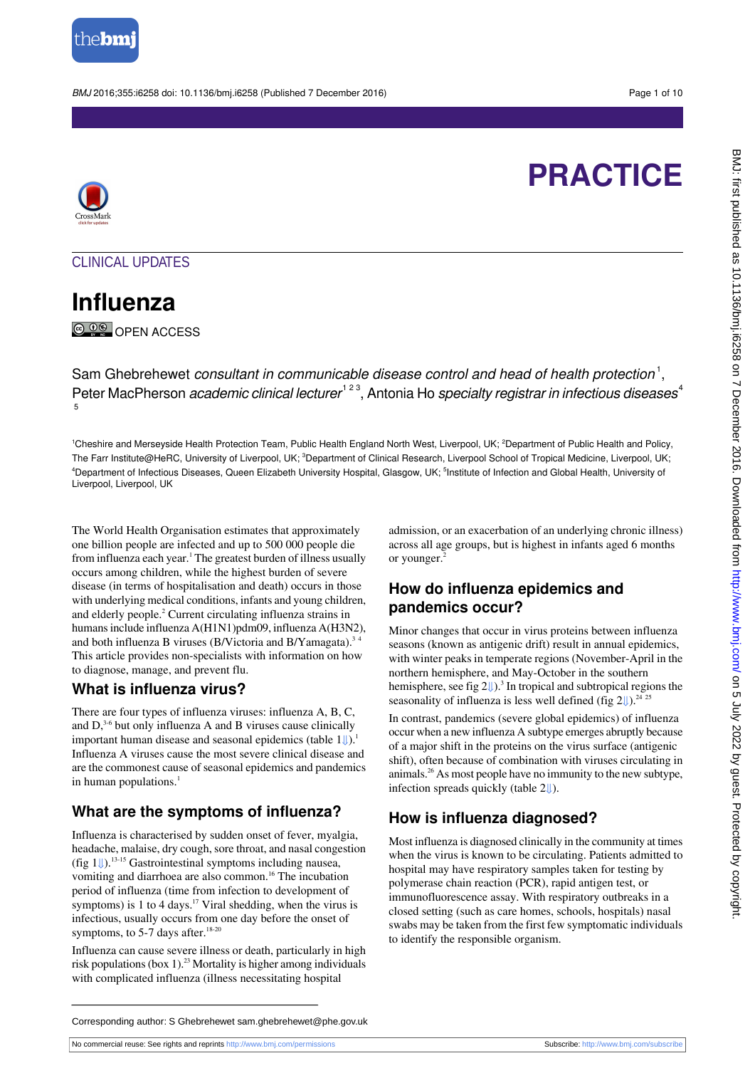# PRACTICE

CLINICAL UPDATES

## Influenza

OPEN ACCESS

Sam Ghebrehewet *consultant in communicable disease control and head of health protection*[1], Peter MacPherson *academic clinical lecturer*[1 2 3], Antonia Ho *specialty registrar in infectious diseases*[4 5]

[1]Cheshire and Merseyside Health Protection Team, Public Health England North West, Liverpool, UK; [2]Department of Public Health and Policy, The Farr Institute@HeRC, University of Liverpool, UK; [3]Department of Clinical Research, Liverpool School of Tropical Medicine, Liverpool, UK; [4]Department of Infectious Diseases, Queen Elizabeth University Hospital, Glasgow, UK; [5]Institute of Infection and Global Health, University of Liverpool, Liverpool, UK

The World Health Organisation estimates that approximately one billion people are infected and up to 500 000 people die from influenza each year.[1] The greatest burden of illness usually occurs among children, while the highest burden of severe disease (in terms of hospitalisation and death) occurs in those with underlying medical conditions, infants and young children, and elderly people.[2] Current circulating influenza strains in humans include influenza A(H1N1)pdm09, influenza A(H3N2), and both influenza B viruses (B/Victoria and B/Yamagata).[3 4] This article provides non-specialists with information on how to diagnose, manage, and prevent flu.

### What is influenza virus?

There are four types of influenza viruses: influenza A, B, C, and D,[3-6] but only influenza A and B viruses cause clinically important human disease and seasonal epidemics (table 1).[1] Influenza A viruses cause the most severe clinical disease and are the commonest cause of seasonal epidemics and pandemics in human populations.[1]

### What are the symptoms of influenza?

Influenza is characterised by sudden onset of fever, myalgia, headache, malaise, dry cough, sore throat, and nasal congestion (fig 1).[13-15] Gastrointestinal symptoms including nausea, vomiting and diarrhoea are also common.[16] The incubation period of influenza (time from infection to development of symptoms) is 1 to 4 days.[17] Viral shedding, when the virus is infectious, usually occurs from one day before the onset of symptoms, to 5-7 days after.[18-20]

Influenza can cause severe illness or death, particularly in high risk populations (box 1).[23] Mortality is higher among individuals with complicated influenza (illness necessitating hospital admission, or an exacerbation of an underlying chronic illness) across all age groups, but is highest in infants aged 6 months or younger.[2]

### How do influenza epidemics and pandemics occur?

Minor changes that occur in virus proteins between influenza seasons (known as antigenic drift) result in annual epidemics, with winter peaks in temperate regions (November-April in the northern hemisphere, and May-October in the southern hemisphere, see fig 2).[3] In tropical and subtropical regions the seasonality of influenza is less well defined (fig 2).[24 25]

In contrast, pandemics (severe global epidemics) of influenza occur when a new influenza A subtype emerges abruptly because of a major shift in the proteins on the virus surface (antigenic shift), often because of combination with viruses circulating in animals.[26] As most people have no immunity to the new subtype, infection spreads quickly (table 2).

### How is influenza diagnosed?

Most influenza is diagnosed clinically in the community at times when the virus is known to be circulating. Patients admitted to hospital may have respiratory samples taken for testing by polymerase chain reaction (PCR), rapid antigen test, or immunofluorescence assay. With respiratory outbreaks in a closed setting (such as care homes, schools, hospitals) nasal swabs may be taken from the first few symptomatic individuals to identify the responsible organism.

Corresponding author: S Ghebrehewet sam.ghebrehewet@phe.gov.uk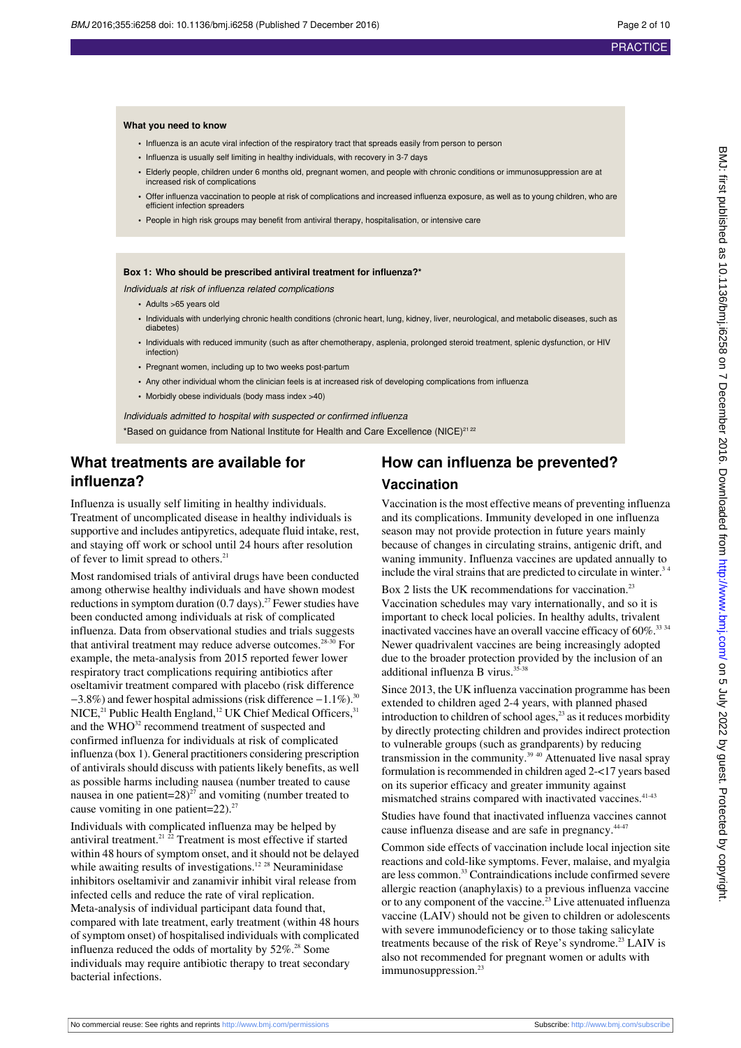**What you need to know**

- Influenza is an acute viral infection of the respiratory tract that spreads easily from person to person
- Influenza is usually self limiting in healthy individuals, with recovery in 3-7 days
- Elderly people, children under 6 months old, pregnant women, and people with chronic conditions or immunosuppression are at increased risk of complications
- Offer influenza vaccination to people at risk of complications and increased influenza exposure, as well as to young children, who are efficient infection spreaders
- People in high risk groups may benefit from antiviral therapy, hospitalisation, or intensive care

**Box 1: Who should be prescribed antiviral treatment for influenza?***

*Individuals at risk of influenza related complications*

- Adults >65 years old
- Individuals with underlying chronic health conditions (chronic heart, lung, kidney, liver, neurological, and metabolic diseases, such as diabetes)
- Individuals with reduced immunity (such as after chemotherapy, asplenia, prolonged steroid treatment, splenic dysfunction, or HIV infection)
- Pregnant women, including up to two weeks post-partum
- Any other individual whom the clinician feels is at increased risk of developing complications from influenza
- Morbidly obese individuals (body mass index >40)

*Individuals admitted to hospital with suspected or confirmed influenza*

*Based on guidance from National Institute for Health and Care Excellence (NICE)[21,22]

## What treatments are available for influenza?

Influenza is usually self limiting in healthy individuals. Treatment of uncomplicated disease in healthy individuals is supportive and includes antipyretics, adequate fluid intake, rest, and staying off work or school until 24 hours after resolution of fever to limit spread to others.[21]

Most randomised trials of antiviral drugs have been conducted among otherwise healthy individuals and have shown modest reductions in symptom duration (0.7 days).[27] Fewer studies have been conducted among individuals at risk of complicated influenza. Data from observational studies and trials suggests that antiviral treatment may reduce adverse outcomes.[28-30] For example, the meta-analysis from 2015 reported fewer lower respiratory tract complications requiring antibiotics with oseltamivir treatment compared with placebo (risk difference −3.8%) and fewer hospital admissions (risk difference −1.1%).[30] NICE,[21] Public Health England,[12] UK Chief Medical Officers,[31] and the WHO[32] recommend treatment of suspected and confirmed influenza for individuals at risk of complicated influenza (box 1). General practitioners considering prescription of antivirals should discuss with patients likely benefits, as well as possible harms including nausea (number treated to cause nausea in one patient=28)[27] and vomiting (number treated to cause vomiting in one patient=22).[27]

Individuals with complicated influenza may be helped by antiviral treatment.[21,22] Treatment is most effective if started within 48 hours of symptom onset, and it should not be delayed while awaiting results of investigations.[12,28] Neuraminidase inhibitors oseltamivir and zanamivir inhibit viral release from infected cells and reduce the rate of viral replication. Meta-analysis of individual participant data found that, compared with late treatment, early treatment (within 48 hours of symptom onset) of hospitalised individuals with complicated influenza reduced the odds of mortality by 52%.[28] Some individuals may require antibiotic therapy to treat secondary bacterial infections.

## How can influenza be prevented?

### Vaccination

Vaccination is the most effective means of preventing influenza and its complications. Immunity developed in one influenza season may not provide protection in future years mainly because of changes in circulating strains, antigenic drift, and waning immunity. Influenza vaccines are updated annually to include the viral strains that are predicted to circulate in winter.[3,4]

Box 2 lists the UK recommendations for vaccination.[23] Vaccination schedules may vary internationally, and so it is important to check local policies. In healthy adults, trivalent inactivated vaccines have an overall vaccine efficacy of 60%.[33,34] Newer quadrivalent vaccines are being increasingly adopted due to the broader protection provided by the inclusion of an additional influenza B virus.[35-38]

Since 2013, the UK influenza vaccination programme has been extended to children aged 2-4 years, with planned phased introduction to children of school ages,[23] as it reduces morbidity by directly protecting children and provides indirect protection to vulnerable groups (such as grandparents) by reducing transmission in the community.[39,40] Attenuated live nasal spray formulation is recommended in children aged 2-<17 years based on its superior efficacy and greater immunity against mismatched strains compared with inactivated vaccines.[41-43]

Studies have found that inactivated influenza vaccines cannot cause influenza disease and are safe in pregnancy.[44-47]

Common side effects of vaccination include local injection site reactions and cold-like symptoms. Fever, malaise, and myalgia are less common.[33] Contraindications include confirmed severe allergic reaction (anaphylaxis) to a previous influenza vaccine or to any component of the vaccine.[23] Live attenuated influenza vaccine (LAIV) should not be given to children or adolescents with severe immunodeficiency or to those taking salicylate treatments because of the risk of Reye's syndrome.[23] LAIV is also not recommended for pregnant women or adults with immunosuppression.[23]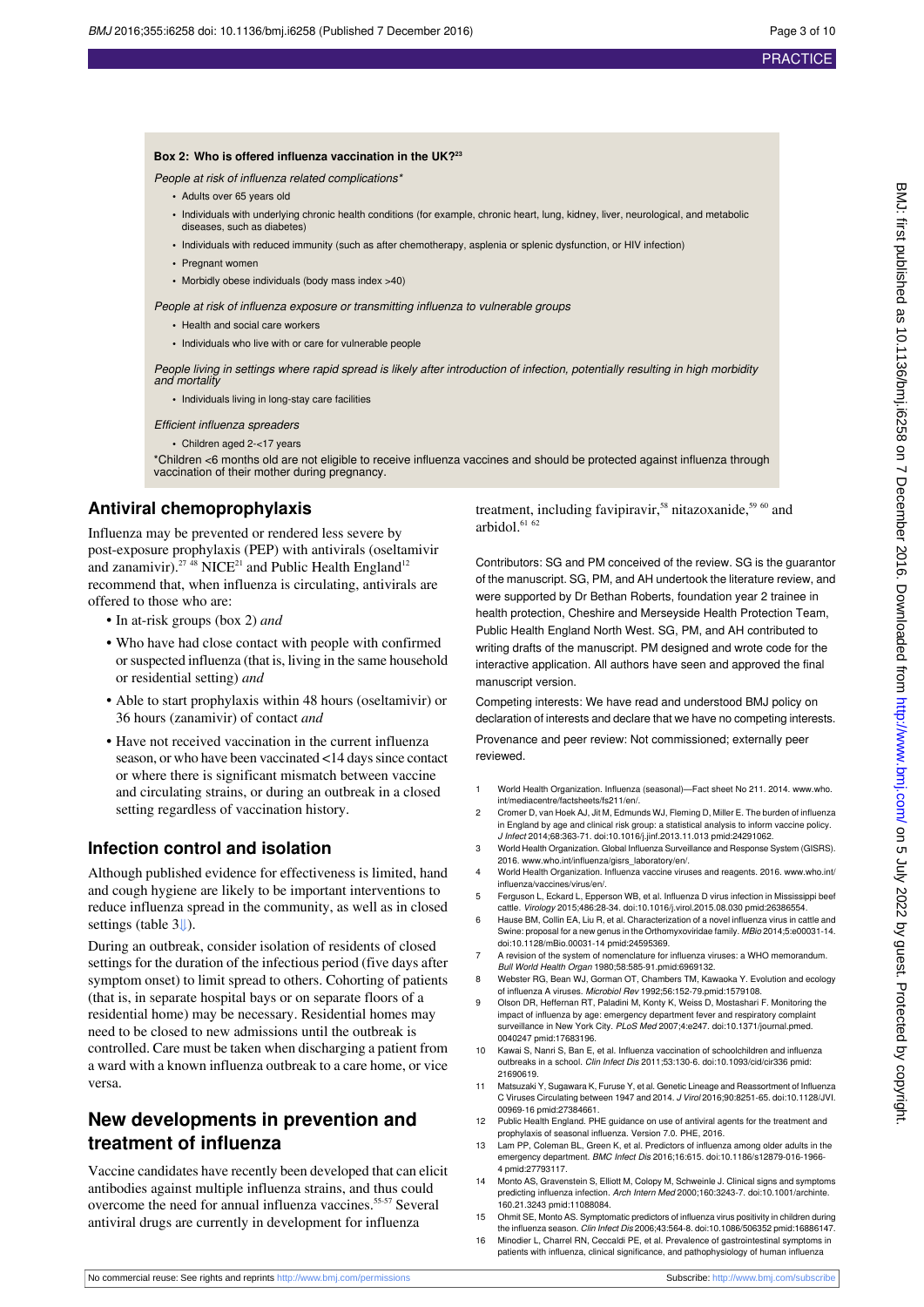**Box 2: Who is offered influenza vaccination in the UK?**[23]

*People at risk of influenza related complications**

- Adults over 65 years old
- Individuals with underlying chronic health conditions (for example, chronic heart, lung, kidney, liver, neurological, and metabolic diseases, such as diabetes)
- Individuals with reduced immunity (such as after chemotherapy, asplenia or splenic dysfunction, or HIV infection)
- Pregnant women
- Morbidly obese individuals (body mass index >40)

*People at risk of influenza exposure or transmitting influenza to vulnerable groups*

- Health and social care workers
- Individuals who live with or care for vulnerable people

*People living in settings where rapid spread is likely after introduction of infection, potentially resulting in high morbidity and mortality*

- Individuals living in long-stay care facilities

*Efficient influenza spreaders*

- Children aged 2-<17 years

*Children <6 months old are not eligible to receive influenza vaccines and should be protected against influenza through vaccination of their mother during pregnancy.

## Antiviral chemoprophylaxis

Influenza may be prevented or rendered less severe by post-exposure prophylaxis (PEP) with antivirals (oseltamivir and zanamivir).[27,48] NICE[21] and Public Health England[12] recommend that, when influenza is circulating, antivirals are offered to those who are:

- In at-risk groups (box 2) *and*
- Who have had close contact with people with confirmed or suspected influenza (that is, living in the same household or residential setting) *and*
- Able to start prophylaxis within 48 hours (oseltamivir) or 36 hours (zanamivir) of contact *and*
- Have not received vaccination in the current influenza season, or who have been vaccinated <14 days since contact or where there is significant mismatch between vaccine and circulating strains, or during an outbreak in a closed setting regardless of vaccination history.

## Infection control and isolation

Although published evidence for effectiveness is limited, hand and cough hygiene are likely to be important interventions to reduce influenza spread in the community, as well as in closed settings (table 3).

During an outbreak, consider isolation of residents of closed settings for the duration of the infectious period (five days after symptom onset) to limit spread to others. Cohorting of patients (that is, in separate hospital bays or on separate floors of a residential home) may be necessary. Residential homes may need to be closed to new admissions until the outbreak is controlled. Care must be taken when discharging a patient from a ward with a known influenza outbreak to a care home, or vice versa.

## New developments in prevention and treatment of influenza

Vaccine candidates have recently been developed that can elicit antibodies against multiple influenza strains, and thus could overcome the need for annual influenza vaccines.[55-57] Several antiviral drugs are currently in development for influenza treatment, including favipiravir,[58] nitazoxanide,[59,60] and arbidol.[61,62]

Contributors: SG and PM conceived of the review. SG is the guarantor of the manuscript. SG, PM, and AH undertook the literature review, and were supported by Dr Bethan Roberts, foundation year 2 trainee in health protection, Cheshire and Merseyside Health Protection Team, Public Health England North West. SG, PM, and AH contributed to writing drafts of the manuscript. PM designed and wrote code for the interactive application. All authors have seen and approved the final manuscript version.

Competing interests: We have read and understood BMJ policy on declaration of interests and declare that we have no competing interests.

Provenance and peer review: Not commissioned; externally peer reviewed.

1. World Health Organization. Influenza (seasonal)—Fact sheet No 211. 2014. www.who.int/mediacentre/factsheets/fs211/en/.
2. Cromer D, van Hoek AJ, Jit M, Edmunds WJ, Fleming D, Miller E. The burden of influenza in England by age and clinical risk group: a statistical analysis to inform vaccine policy. *J Infect* 2014;68:363-71. doi:10.1016/j.jinf.2013.11.013 pmid:24291062.
3. World Health Organization. Global Influenza Surveillance and Response System (GISRS). 2016. www.who.int/influenza/gisrs_laboratory/en/.
4. World Health Organization. Influenza vaccine viruses and reagents. 2016. www.who.int/influenza/vaccines/virus/en/.
5. Ferguson L, Eckard L, Epperson WB, et al. Influenza D virus infection in Mississippi beef cattle. *Virology* 2015;486:28-34. doi:10.1016/j.virol.2015.08.030 pmid:26386554.
6. Hause BM, Collin EA, Liu R, et al. Characterization of a novel influenza virus in cattle and Swine: proposal for a new genus in the Orthomyxoviridae family. *MBio* 2014;5:e00031-14. doi:10.1128/mBio.00031-14 pmid:24595369.
7. A revision of the system of nomenclature for influenza viruses: a WHO memorandum. *Bull World Health Organ* 1980;58:585-91.pmid:6969132.
8. Webster RG, Bean WJ, Gorman OT, Chambers TM, Kawaoka Y. Evolution and ecology of influenza A viruses. *Microbiol Rev* 1992;56:152-79.pmid:1579108.
9. Olson DR, Heffernan RT, Paladini M, Konty K, Weiss D, Mostashari F. Monitoring the impact of influenza by age: emergency department fever and respiratory complaint surveillance in New York City. *PLoS Med* 2007;4:e247. doi:10.1371/journal.pmed.0040247 pmid:17683196.
10. Kawai S, Nanri S, Ban E, et al. Influenza vaccination of schoolchildren and influenza outbreaks in a school. *Clin Infect Dis* 2011;53:130-6. doi:10.1093/cid/cir336 pmid:21690619.
11. Matsuzaki Y, Sugawara K, Furuse Y, et al. Genetic Lineage and Reassortment of Influenza C Viruses Circulating between 1947 and 2014. *J Virol* 2016;90:8251-65. doi:10.1128/JVI.00969-16 pmid:27384661.
12. Public Health England. PHE guidance on use of antiviral agents for the treatment and prophylaxis of seasonal influenza. Version 7.0. PHE, 2016.
13. Lam PP, Coleman BL, Green K, et al. Predictors of influenza among older adults in the emergency department. *BMC Infect Dis* 2016;16:615. doi:10.1186/s12879-016-1966-4 pmid:27793117.
14. Monto AS, Gravenstein S, Elliott M, Colopy M, Schweinle J. Clinical signs and symptoms predicting influenza infection. *Arch Intern Med* 2000;160:3243-7. doi:10.1001/archinte.160.21.3243 pmid:11088084.
15. Ohmit SE, Monto AS. Symptomatic predictors of influenza virus positivity in children during the influenza season. *Clin Infect Dis* 2006;43:564-8. doi:10.1086/506352 pmid:16886147.
16. Minodier L, Charrel RN, Ceccaldi PE, et al. Prevalence of gastrointestinal symptoms in patients with influenza, clinical significance, and pathophysiology of human influenza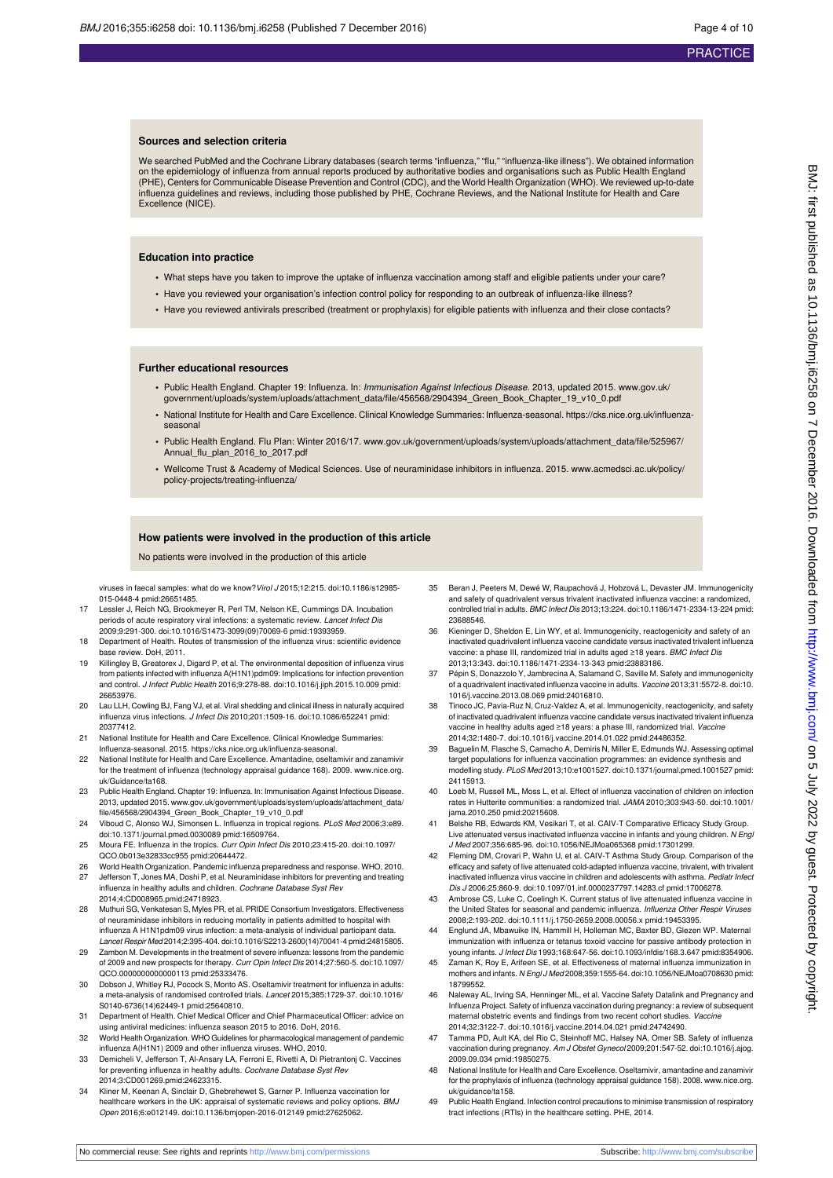### Sources and selection criteria

We searched PubMed and the Cochrane Library databases (search terms "influenza," "flu," "influenza-like illness"). We obtained information on the epidemiology of influenza from annual reports produced by authoritative bodies and organisations such as Public Health England (PHE), Centers for Communicable Disease Prevention and Control (CDC), and the World Health Organization (WHO). We reviewed up-to-date influenza guidelines and reviews, including those published by PHE, Cochrane Reviews, and the National Institute for Health and Care Excellence (NICE).

### Education into practice

- What steps have you taken to improve the uptake of influenza vaccination among staff and eligible patients under your care?
- Have you reviewed your organisation's infection control policy for responding to an outbreak of influenza-like illness?
- Have you reviewed antivirals prescribed (treatment or prophylaxis) for eligible patients with influenza and their close contacts?

### Further educational resources

- Public Health England. Chapter 19: Influenza. In: *Immunisation Against Infectious Disease.* 2013, updated 2015. www.gov.uk/government/uploads/system/uploads/attachment_data/file/456568/2904394_Green_Book_Chapter_19_v10_0.pdf
- National Institute for Health and Care Excellence. Clinical Knowledge Summaries: Influenza-seasonal. https://cks.nice.org.uk/influenza-seasonal
- Public Health England. Flu Plan: Winter 2016/17. www.gov.uk/government/uploads/system/uploads/attachment_data/file/525967/Annual_flu_plan_2016_to_2017.pdf
- Wellcome Trust & Academy of Medical Sciences. Use of neuraminidase inhibitors in influenza. 2015. www.acmedsci.ac.uk/policy/policy-projects/treating-influenza/

### How patients were involved in the production of this article

No patients were involved in the production of this article

viruses in faecal samples: what do we know? *Virol J* 2015;12:215. doi:10.1186/s12985-015-0448-4 pmid:26651485.

17. Lessler J, Reich NG, Brookmeyer R, Perl TM, Nelson KE, Cummings DA. Incubation periods of acute respiratory viral infections: a systematic review. *Lancet Infect Dis* 2009;9:291-300. doi:10.1016/S1473-3099(09)70069-6 pmid:19393959.
18. Department of Health. Routes of transmission of the influenza virus: scientific evidence base review. DoH, 2011.
19. Killingley B, Greatorex J, Digard P, et al. The environmental deposition of influenza virus from patients infected with influenza A(H1N1)pdm09: Implications for infection prevention and control. *J Infect Public Health* 2016;9:278-88. doi:10.1016/j.jiph.2015.10.009 pmid:26653976.
20. Lau LLH, Cowling BJ, Fang VJ, et al. Viral shedding and clinical illness in naturally acquired influenza virus infections. *J Infect Dis* 2010;201:1509-16. doi:10.1086/652241 pmid:20377412.
21. National Institute for Health and Care Excellence. Clinical Knowledge Summaries: Influenza-seasonal. 2015. https://cks.nice.org.uk/influenza-seasonal.
22. National Institute for Health and Care Excellence. Amantadine, oseltamivir and zanamivir for the treatment of influenza (technology appraisal guidance 168). 2009. www.nice.org.uk/Guidance/ta168.
23. Public Health England. Chapter 19: Influenza. In: Immunisation Against Infectious Disease. 2013, updated 2015. www.gov.uk/government/uploads/system/uploads/attachment_data/file/456568/2904394_Green_Book_Chapter_19_v10_0.pdf
24. Viboud C, Alonso WJ, Simonsen L. Influenza in tropical regions. *PLoS Med* 2006;3:e89. doi:10.1371/journal.pmed.0030089 pmid:16509764.
25. Moura FE. Influenza in the tropics. *Curr Opin Infect Dis* 2010;23:415-20. doi:10.1097/QCO.0b013e32833cc955 pmid:20644472.
26. World Health Organization. Pandemic influenza preparedness and response. WHO, 2010.
27. Jefferson T, Jones MA, Doshi P, et al. Neuraminidase inhibitors for preventing and treating influenza in healthy adults and children. *Cochrane Database Syst Rev* 2014;4:CD008965.pmid:24718923.
28. Muthuri SG, Venkatesan S, Myles PR, et al. PRIDE Consortium Investigators. Effectiveness of neuraminidase inhibitors in reducing mortality in patients admitted to hospital with influenza A H1N1pdm09 virus infection: a meta-analysis of individual participant data. *Lancet Respir Med* 2014;2:395-404. doi:10.1016/S2213-2600(14)70041-4 pmid:24815805.
29. Zambon M. Developments in the treatment of severe influenza: lessons from the pandemic of 2009 and new prospects for therapy. *Curr Opin Infect Dis* 2014;27:560-5. doi:10.1097/QCO.0000000000000113 pmid:25333476.
30. Dobson J, Whitley RJ, Pocock S, Monto AS. Oseltamivir treatment for influenza in adults: a meta-analysis of randomised controlled trials. *Lancet* 2015;385:1729-37. doi:10.1016/S0140-6736(14)62449-1 pmid:25640810.
31. Department of Health. Chief Medical Officer and Chief Pharmaceutical Officer: advice on using antiviral medicines: influenza season 2015 to 2016. DoH, 2016.
32. World Health Organization. WHO Guidelines for pharmacological management of pandemic influenza A(H1N1) 2009 and other influenza viruses. WHO, 2010.
33. Demicheli V, Jefferson T, Al-Ansary LA, Ferroni E, Rivetti A, Di Pietrantonj C. Vaccines for preventing influenza in healthy adults. *Cochrane Database Syst Rev* 2014;3:CD001269.pmid:24623315.
34. Kliner M, Keenan A, Sinclair D, Ghebrehewet S, Garner P. Influenza vaccination for healthcare workers in the UK: appraisal of systematic reviews and policy options. *BMJ Open* 2016;6:e012149. doi:10.1136/bmjopen-2016-012149 pmid:27625062.
35. Beran J, Peeters M, Dewé W, Raupachová J, Hobzová L, Devaster JM. Immunogenicity and safety of quadrivalent versus trivalent inactivated influenza vaccine: a randomized, controlled trial in adults. *BMC Infect Dis* 2013;13:224. doi:10.1186/1471-2334-13-224 pmid:23688546.
36. Kieninger D, Sheldon E, Lin WY, et al. Immunogenicity, reactogenicity and safety of an inactivated quadrivalent influenza vaccine candidate versus inactivated trivalent influenza vaccine: a phase III, randomized trial in adults aged ≥18 years. *BMC Infect Dis* 2013;13:343. doi:10.1186/1471-2334-13-343 pmid:23883186.
37. Pépin S, Donazzolo Y, Jambrecina A, Salamand C, Saville M. Safety and immunogenicity of a quadrivalent inactivated influenza vaccine in adults. *Vaccine* 2013;31:5572-8. doi:10.1016/j.vaccine.2013.08.069 pmid:24016810.
38. Tinoco JC, Pavia-Ruz N, Cruz-Valdez A, et al. Immunogenicity, reactogenicity, and safety of inactivated quadrivalent influenza vaccine candidate versus inactivated trivalent influenza vaccine in healthy adults aged ≥18 years: a phase III, randomized trial. *Vaccine* 2014;32:1480-7. doi:10.1016/j.vaccine.2014.01.022 pmid:24486352.
39. Baguelin M, Flasche S, Camacho A, Demiris N, Miller E, Edmunds WJ. Assessing optimal target populations for influenza vaccination programmes: an evidence synthesis and modelling study. *PLoS Med* 2013;10:e1001527. doi:10.1371/journal.pmed.1001527 pmid:24115913.
40. Loeb M, Russell ML, Moss L, et al. Effect of influenza vaccination of children on infection rates in Hutterite communities: a randomized trial. *JAMA* 2010;303:943-50. doi:10.1001/jama.2010.250 pmid:20215608.
41. Belshe RB, Edwards KM, Vesikari T, et al. CAIV-T Comparative Efficacy Study Group. Live attenuated versus inactivated influenza vaccine in infants and young children. *N Engl J Med* 2007;356:685-96. doi:10.1056/NEJMoa065368 pmid:17301299.
42. Fleming DM, Crovari P, Wahn U, et al. CAIV-T Asthma Study Group. Comparison of the efficacy and safety of live attenuated cold-adapted influenza vaccine, trivalent, with trivalent inactivated influenza virus vaccine in children and adolescents with asthma. *Pediatr Infect Dis J* 2006;25:860-9. doi:10.1097/01.inf.0000237797.14283.cf pmid:17006278.
43. Ambrose CS, Luke C, Coelingh K. Current status of live attenuated influenza vaccine in the United States for seasonal and pandemic influenza. *Influenza Other Respir Viruses* 2008;2:193-202. doi:10.1111/j.1750-2659.2008.00056.x pmid:19453395.
44. Englund JA, Mbawuike IN, Hammill H, Holleman MC, Baxter BD, Glezen WP. Maternal immunization with influenza or tetanus toxoid vaccine for passive antibody protection in young infants. *J Infect Dis* 1993;168:647-56. doi:10.1093/infdis/168.3.647 pmid:8354906.
45. Zaman K, Roy E, Arifeen SE, et al. Effectiveness of maternal influenza immunization in mothers and infants. *N Engl J Med* 2008;359:1555-64. doi:10.1056/NEJMoa0708630 pmid:18799552.
46. Naleway AL, Irving SA, Henninger ML, et al. Vaccine Safety Datalink and Pregnancy and Influenza Project. Safety of influenza vaccination during pregnancy: a review of subsequent maternal obstetric events and findings from two recent cohort studies. *Vaccine* 2014;32:3122-7. doi:10.1016/j.vaccine.2014.04.021 pmid:24742490.
47. Tamma PD, Ault KA, del Rio C, Steinhoff MC, Halsey NA, Omer SB. Safety of influenza vaccination during pregnancy. *Am J Obstet Gynecol* 2009;201:547-52. doi:10.1016/j.ajog.2009.09.034 pmid:19850275.
48. National Institute for Health and Care Excellence. Oseltamivir, amantadine and zanamivir for the prophylaxis of influenza (technology appraisal guidance 158). 2008. www.nice.org.uk/guidance/ta158.
49. Public Health England. Infection control precautions to minimise transmission of respiratory tract infections (RTIs) in the healthcare setting. PHE, 2014.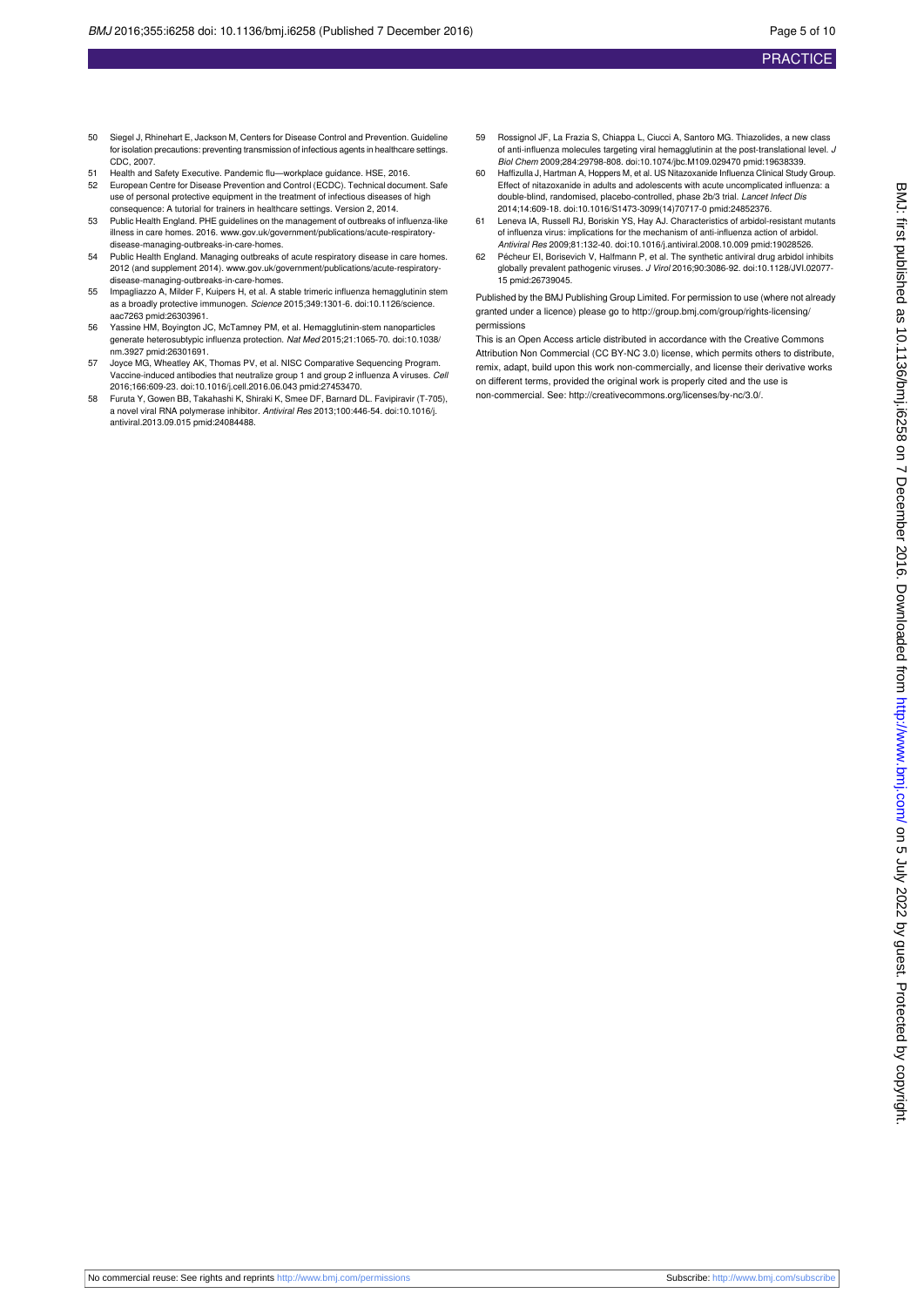50 Siegel J, Rhinehart E, Jackson M, Centers for Disease Control and Prevention. Guideline for isolation precautions: preventing transmission of infectious agents in healthcare settings. CDC, 2007.
51 Health and Safety Executive. Pandemic flu—workplace guidance. HSE, 2016.
52 European Centre for Disease Prevention and Control (ECDC). Technical document. Safe use of personal protective equipment in the treatment of infectious diseases of high consequence: A tutorial for trainers in healthcare settings. Version 2, 2014.
53 Public Health England. PHE guidelines on the management of outbreaks of influenza-like illness in care homes. 2016. www.gov.uk/government/publications/acute-respiratory-disease-managing-outbreaks-in-care-homes.
54 Public Health England. Managing outbreaks of acute respiratory disease in care homes. 2012 (and supplement 2014). www.gov.uk/government/publications/acute-respiratory-disease-managing-outbreaks-in-care-homes.
55 Impagliazzo A, Milder F, Kuipers H, et al. A stable trimeric influenza hemagglutinin stem as a broadly protective immunogen. *Science* 2015;349:1301-6. doi:10.1126/science.aac7263 pmid:26303961.
56 Yassine HM, Boyington JC, McTamney PM, et al. Hemagglutinin-stem nanoparticles generate heterosubtypic influenza protection. *Nat Med* 2015;21:1065-70. doi:10.1038/nm.3927 pmid:26301691.
57 Joyce MG, Wheatley AK, Thomas PV, et al. NISC Comparative Sequencing Program. Vaccine-induced antibodies that neutralize group 1 and group 2 influenza A viruses. *Cell* 2016;166:609-23. doi:10.1016/j.cell.2016.06.043 pmid:27453470.
58 Furuta Y, Gowen BB, Takahashi K, Shiraki K, Smee DF, Barnard DL. Favipiravir (T-705), a novel viral RNA polymerase inhibitor. *Antiviral Res* 2013;100:446-54. doi:10.1016/j.antiviral.2013.09.015 pmid:24084488.
59 Rossignol JF, La Frazia S, Chiappa L, Ciucci A, Santoro MG. Thiazolides, a new class of anti-influenza molecules targeting viral hemagglutinin at the post-translational level. *J Biol Chem* 2009;284:29798-808. doi:10.1074/jbc.M109.029470 pmid:19638339.
60 Haffizulla J, Hartman A, Hoppers M, et al. US Nitazoxanide Influenza Clinical Study Group. Effect of nitazoxanide in adults and adolescents with acute uncomplicated influenza: a double-blind, randomised, placebo-controlled, phase 2b/3 trial. *Lancet Infect Dis* 2014;14:609-18. doi:10.1016/S1473-3099(14)70717-0 pmid:24852376.
61 Leneva IA, Russell RJ, Boriskin YS, Hay AJ. Characteristics of arbidol-resistant mutants of influenza virus: implications for the mechanism of anti-influenza action of arbidol. *Antiviral Res* 2009;81:132-40. doi:10.1016/j.antiviral.2008.10.009 pmid:19028526.
62 Pécheur EI, Borisevich V, Halfmann P, et al. The synthetic antiviral drug arbidol inhibits globally prevalent pathogenic viruses. *J Virol* 2016;90:3086-92. doi:10.1128/JVI.02077-15 pmid:26739045.

Published by the BMJ Publishing Group Limited. For permission to use (where not already granted under a licence) please go to http://group.bmj.com/group/rights-licensing/permissions

This is an Open Access article distributed in accordance with the Creative Commons Attribution Non Commercial (CC BY-NC 3.0) license, which permits others to distribute, remix, adapt, build upon this work non-commercially, and license their derivative works on different terms, provided the original work is properly cited and the use is non-commercial. See: http://creativecommons.org/licenses/by-nc/3.0/.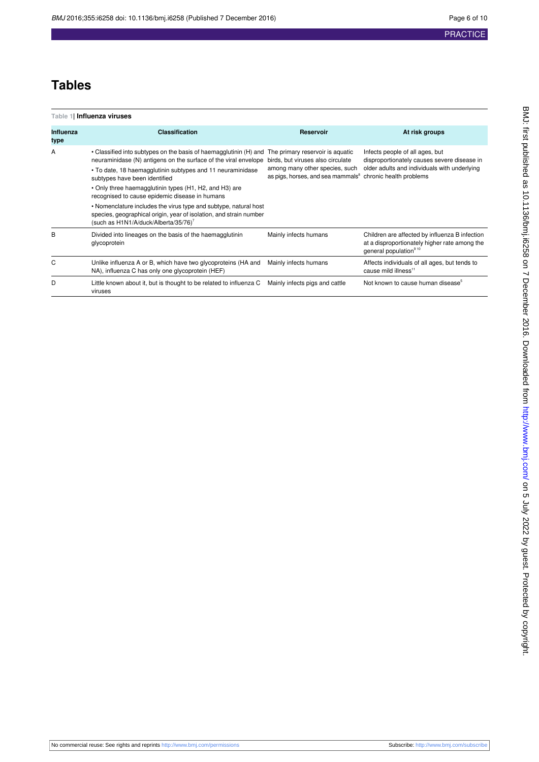# Tables

**Table 1| Influenza viruses**

| Influenza type | Classification | Reservoir | At risk groups |
|---|---|---|---|
| A | • Classified into subtypes on the basis of haemagglutinin (H) and neuraminidase (N) antigens on the surface of the viral envelope<br>• To date, 18 haemagglutinin subtypes and 11 neuraminidase subtypes have been identified<br>• Only three haemagglutinin types (H1, H2, and H3) are recognised to cause epidemic disease in humans<br>• Nomenclature includes the virus type and subtype, natural host species, geographical origin, year of isolation, and strain number (such as H1N1/A/duck/Alberta/35/76)[7] | The primary reservoir is aquatic birds, but viruses also circulate among many other species, such as pigs, horses, and sea mammals[8] | Infects people of all ages, but disproportionately causes severe disease in older adults and individuals with underlying chronic health problems |
| B | Divided into lineages on the basis of the haemagglutinin glycoprotein | Mainly infects humans | Children are affected by influenza B infection at a disproportionately higher rate among the general population[9,10] |
| C | Unlike influenza A or B, which have two glycoproteins (HA and NA), influenza C has only one glycoprotein (HEF) | Mainly infects humans | Affects individuals of all ages, but tends to cause mild illness[11] |
| D | Little known about it, but is thought to be related to influenza C viruses | Mainly infects pigs and cattle | Not known to cause human disease[5] |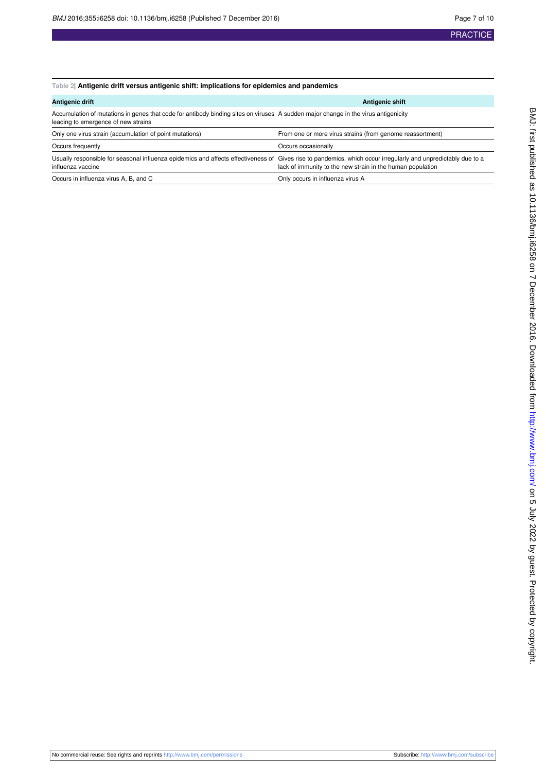Table 2| **Antigenic drift versus antigenic shift: implications for epidemics and pandemics**

| Antigenic drift | Antigenic shift |
|---|---|
| Accumulation of mutations in genes that code for antibody binding sites on viruses leading to emergence of new strains | A sudden major change in the virus antigenicity |
| Only one virus strain (accumulation of point mutations) | From one or more virus strains (from genome reassortment) |
| Occurs frequently | Occurs occasionally |
| Usually responsible for seasonal influenza epidemics and affects effectiveness of influenza vaccine | Gives rise to pandemics, which occur irregularly and unpredictably due to a lack of immunity to the new strain in the human population |
| Occurs in influenza virus A, B, and C | Only occurs in influenza virus A |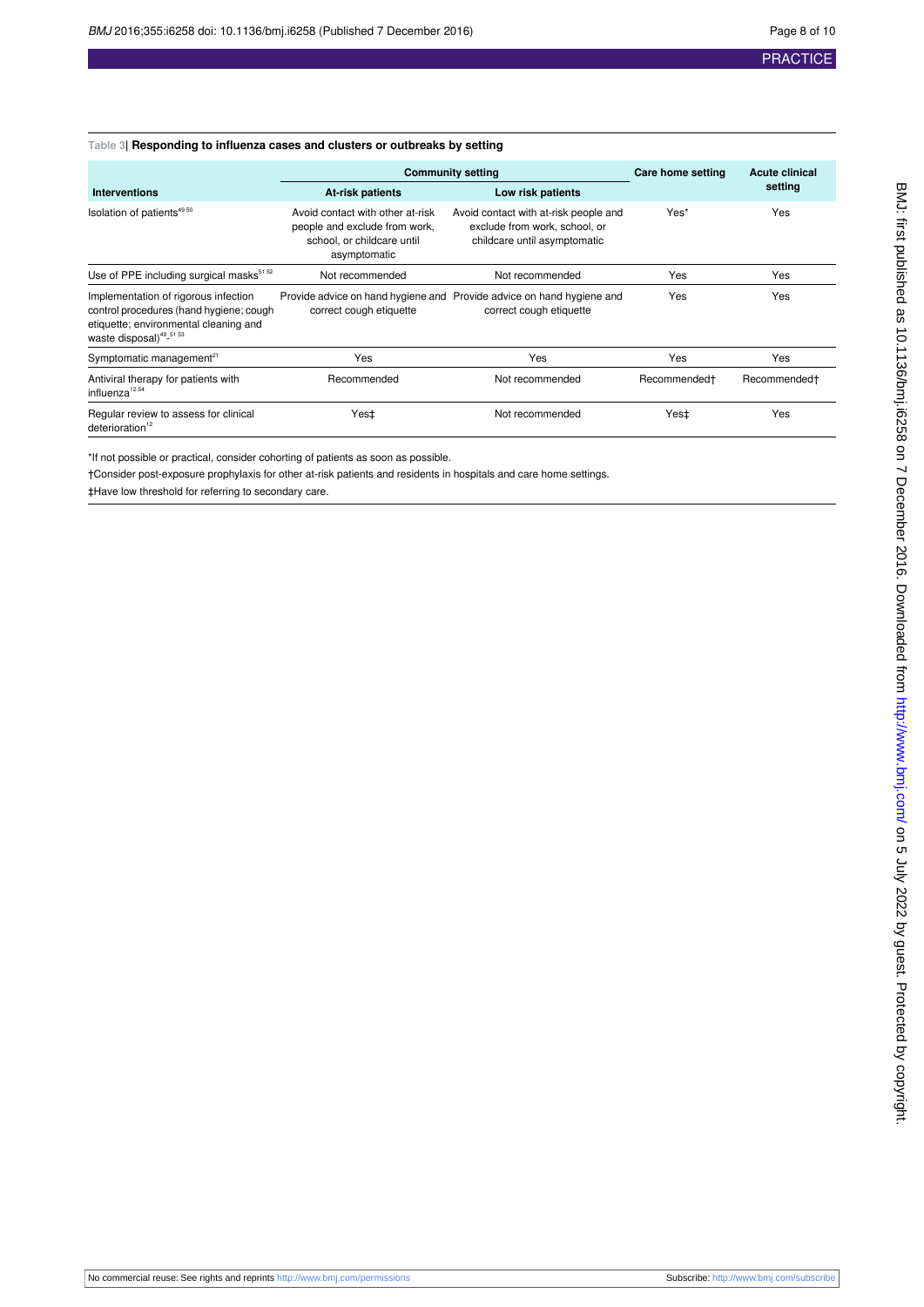Table 3| **Responding to influenza cases and clusters or outbreaks by setting**

| Interventions | Community setting | | Care home setting | Acute clinical setting |
|---|---|---|---|---|
| | At-risk patients | Low risk patients | | |
| Isolation of patients[49 50] | Avoid contact with other at-risk people and exclude from work, school, or childcare until asymptomatic | Avoid contact with at-risk people and exclude from work, school, or childcare until asymptomatic | Yes* | Yes |
| Use of PPE including surgical masks[51 52] | Not recommended | Not recommended | Yes | Yes |
| Implementation of rigorous infection control procedures (hand hygiene; cough etiquette; environmental cleaning and waste disposal)[49 51-53] | Provide advice on hand hygiene and correct cough etiquette | Provide advice on hand hygiene and correct cough etiquette | Yes | Yes |
| Symptomatic management[21] | Yes | Yes | Yes | Yes |
| Antiviral therapy for patients with influenza[12-54] | Recommended | Not recommended | Recommended† | Recommended† |
| Regular review to assess for clinical deterioration[12] | Yes‡ | Not recommended | Yes‡ | Yes |

*If not possible or practical, consider cohorting of patients as soon as possible.

†Consider post-exposure prophylaxis for other at-risk patients and residents in hospitals and care home settings.

‡Have low threshold for referring to secondary care.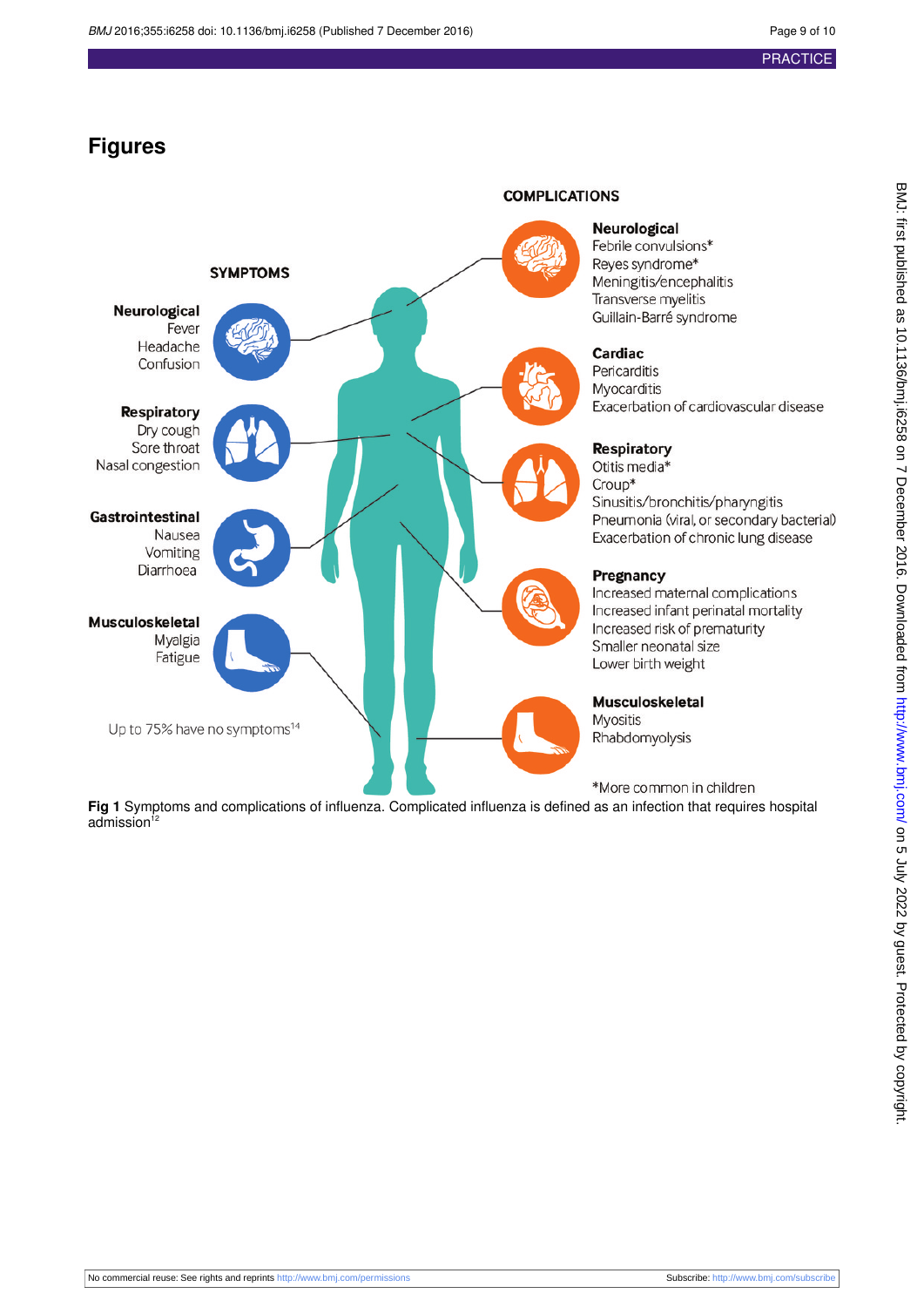# Figures

SYMPTOMS

**Neurological**
Fever
Headache
Confusion

**Respiratory**
Dry cough
Sore throat
Nasal congestion

**Gastrointestinal**
Nausea
Vomiting
Diarrhoea

**Musculoskeletal**
Myalgia
Fatigue

Up to 75% have no symptoms[14]

COMPLICATIONS

**Neurological**
Febrile convulsions*
Reyes syndrome*
Meningitis/encephalitis
Transverse myelitis
Guillain-Barré syndrome

**Cardiac**
Pericarditis
Myocarditis
Exacerbation of cardiovascular disease

**Respiratory**
Otitis media*
Croup*
Sinusitis/bronchitis/pharyngitis
Pneumonia (viral, or secondary bacterial)
Exacerbation of chronic lung disease

**Pregnancy**
Increased maternal complications
Increased infant perinatal mortality
Increased risk of prematurity
Smaller neonatal size
Lower birth weight

**Musculoskeletal**
Myositis
Rhabdomyolysis

*More common in children

**Fig 1** Symptoms and complications of influenza. Complicated influenza is defined as an infection that requires hospital admission[12]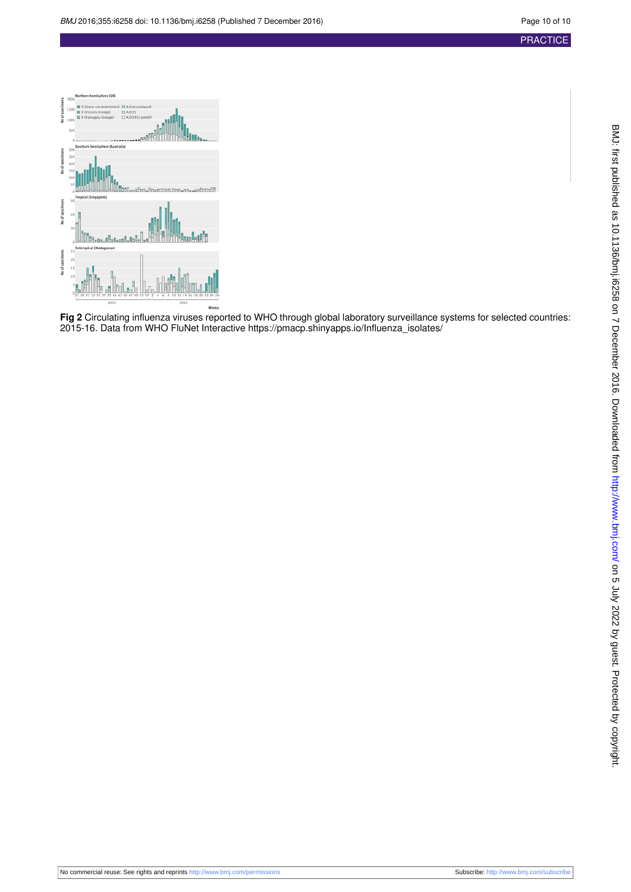Northern hemisphere (UK)

No of specimens

2000

1500

1000

500

0

B (lineage not determined)

B (Victoria lineage)

B (Yamagata lineage)

A (not subtyped)

A (H3)

A (H1N1) pdm09

Southern hemisphere (Australia)

No of specimens

300

250

200

150

100

50

0

Tropical (Singapore)

No of specimens

60

40

20

0

Subtropical (Madagascar)

No of specimens

25

20

15

10

5

0

27 29 31 33 35 37 39 41 43 45 47 49 51 53 2 4 6 8 10 12 14 16 18 20 22 24 26

2015

2016

Weeks

**Fig 2** Circulating influenza viruses reported to WHO through global laboratory surveillance systems for selected countries: 2015-16. Data from WHO FluNet Interactive https://pmacp.shinyapps.io/Influenza_isolates/